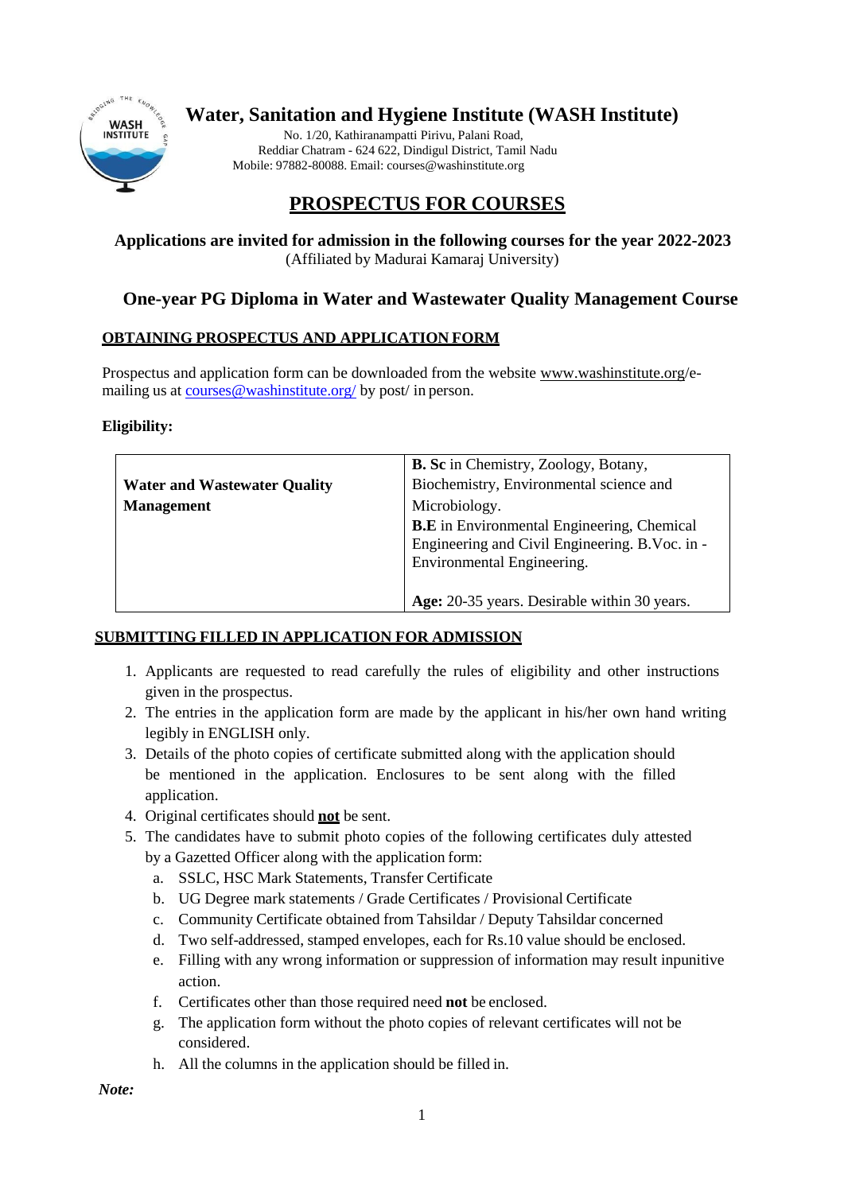# Water, Sanitation and Hygiene Institute (WASH Institute)

No. 1/20, Kathiranampatti Pirivu, Palani Road,
Reddiar Chatram - 624 622, Dindigul District, Tamil Nadu
Mobile: 97882-80088. Email: courses@washinstitute.org

## PROSPECTUS FOR COURSES

**Applications are invited for admission in the following courses for the year 2022-2023**
(Affiliated by Madurai Kamaraj University)

### One-year PG Diploma in Water and Wastewater Quality Management Course

**OBTAINING PROSPECTUS AND APPLICATION FORM**

Prospectus and application form can be downloaded from the website www.washinstitute.org/e-mailing us at courses@washinstitute.org/ by post/ in person.

**Eligibility:**

| | |
|---|---|
| **Water and Wastewater Quality Management** | **B. Sc** in Chemistry, Zoology, Botany, Biochemistry, Environmental science and Microbiology.<br>**B.E** in Environmental Engineering, Chemical Engineering and Civil Engineering. B.Voc. in - Environmental Engineering.<br><br>**Age:** 20-35 years. Desirable within 30 years. |

**SUBMITTING FILLED IN APPLICATION FOR ADMISSION**

1. Applicants are requested to read carefully the rules of eligibility and other instructions given in the prospectus.
2. The entries in the application form are made by the applicant in his/her own hand writing legibly in ENGLISH only.
3. Details of the photo copies of certificate submitted along with the application should be mentioned in the application. Enclosures to be sent along with the filled application.
4. Original certificates should **not** be sent.
5. The candidates have to submit photo copies of the following certificates duly attested by a Gazetted Officer along with the application form:
   a. SSLC, HSC Mark Statements, Transfer Certificate
   b. UG Degree mark statements / Grade Certificates / Provisional Certificate
   c. Community Certificate obtained from Tahsildar / Deputy Tahsildar concerned
   d. Two self-addressed, stamped envelopes, each for Rs.10 value should be enclosed.
   e. Filling with any wrong information or suppression of information may result inpunitive action.
   f. Certificates other than those required need **not** be enclosed.
   g. The application form without the photo copies of relevant certificates will not be considered.
   h. All the columns in the application should be filled in.

***Note:***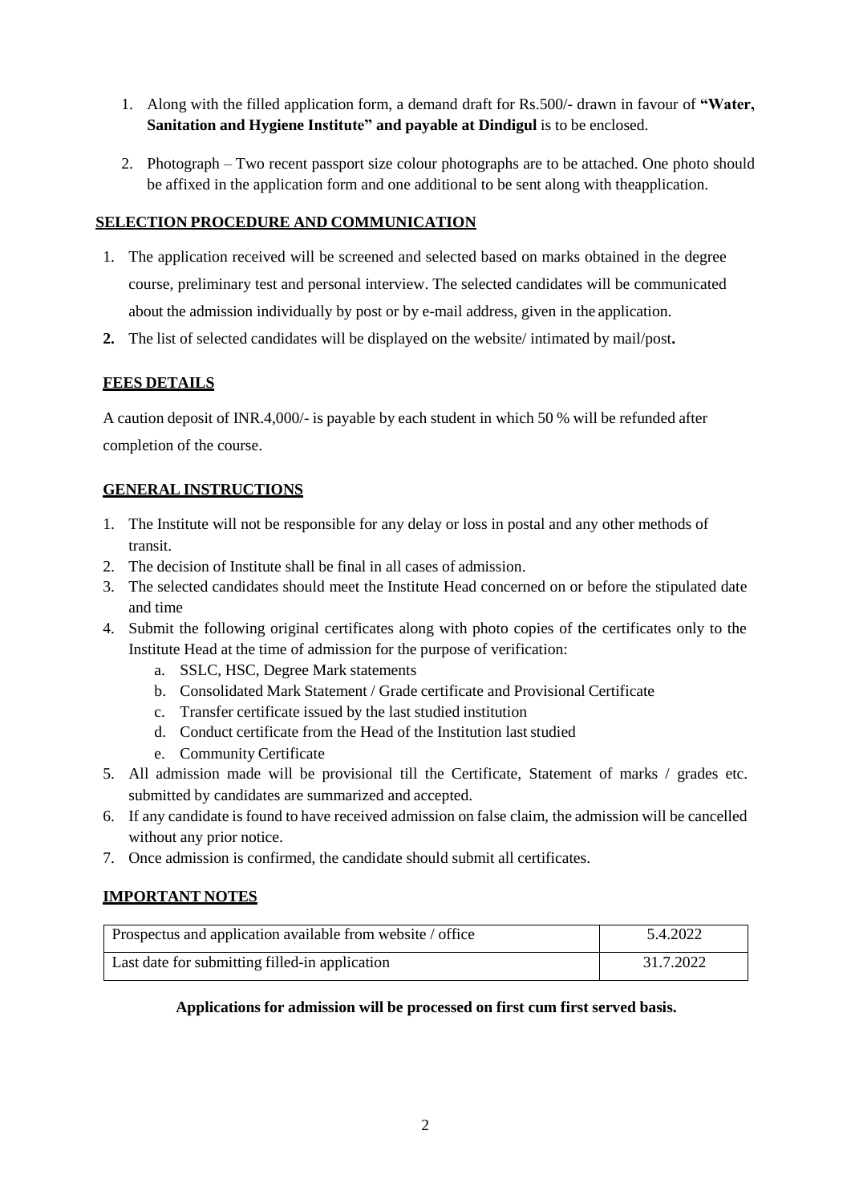1. Along with the filled application form, a demand draft for Rs.500/- drawn in favour of **"Water, Sanitation and Hygiene Institute" and payable at Dindigul** is to be enclosed.

2. Photograph – Two recent passport size colour photographs are to be attached. One photo should be affixed in the application form and one additional to be sent along with theapplication.

## SELECTION PROCEDURE AND COMMUNICATION

1. The application received will be screened and selected based on marks obtained in the degree course, preliminary test and personal interview. The selected candidates will be communicated about the admission individually by post or by e-mail address, given in the application.
2. The list of selected candidates will be displayed on the website/ intimated by mail/post.

## FEES DETAILS

A caution deposit of INR.4,000/- is payable by each student in which 50 % will be refunded after completion of the course.

## GENERAL INSTRUCTIONS

1. The Institute will not be responsible for any delay or loss in postal and any other methods of transit.
2. The decision of Institute shall be final in all cases of admission.
3. The selected candidates should meet the Institute Head concerned on or before the stipulated date and time
4. Submit the following original certificates along with photo copies of the certificates only to the Institute Head at the time of admission for the purpose of verification:
   a. SSLC, HSC, Degree Mark statements
   b. Consolidated Mark Statement / Grade certificate and Provisional Certificate
   c. Transfer certificate issued by the last studied institution
   d. Conduct certificate from the Head of the Institution last studied
   e. Community Certificate
5. All admission made will be provisional till the Certificate, Statement of marks / grades etc. submitted by candidates are summarized and accepted.
6. If any candidate is found to have received admission on false claim, the admission will be cancelled without any prior notice.
7. Once admission is confirmed, the candidate should submit all certificates.

## IMPORTANT NOTES

| | |
|---|---|
| Prospectus and application available from website / office | 5.4.2022 |
| Last date for submitting filled-in application | 31.7.2022 |

**Applications for admission will be processed on first cum first served basis.**